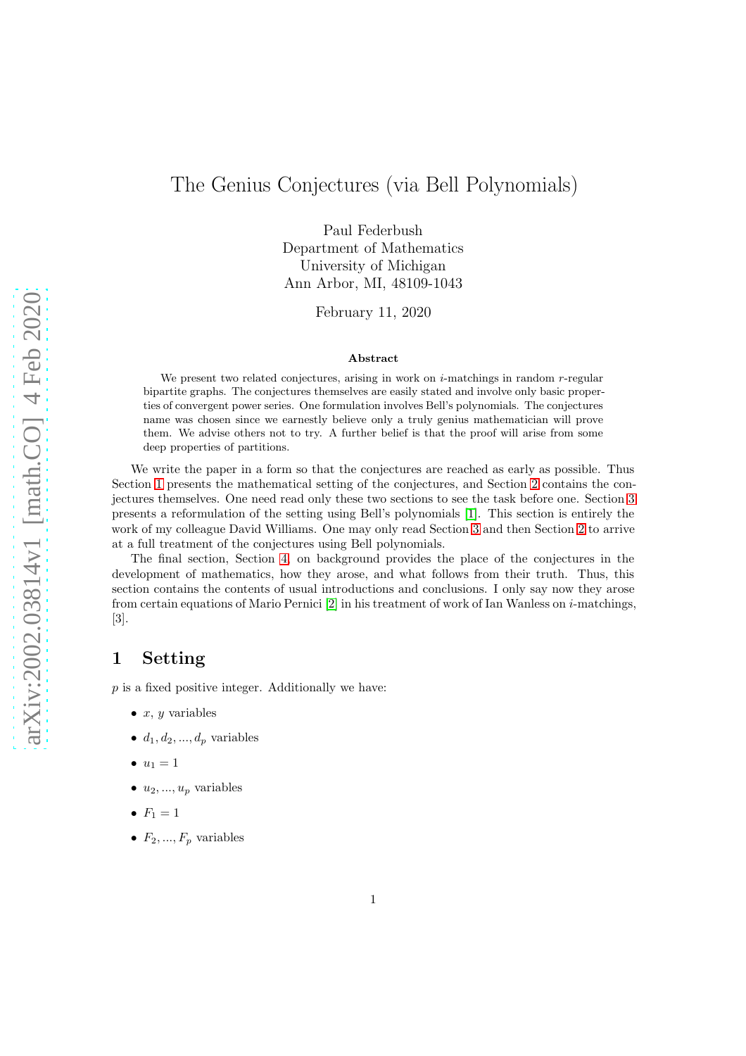# The Genius Conjectures (via Bell Polynomials)

Paul Federbush
Department of Mathematics
University of Michigan
Ann Arbor, MI, 48109-1043

February 11, 2020

### Abstract

We present two related conjectures, arising in work on $i$-matchings in random $r$-regular bipartite graphs. The conjectures themselves are easily stated and involve only basic properties of convergent power series. One formulation involves Bell's polynomials. The conjectures name was chosen since we earnestly believe only a truly genius mathematician will prove them. We advise others not to try. A further belief is that the proof will arise from some deep properties of partitions.

We write the paper in a form so that the conjectures are reached as early as possible. Thus Section 1 presents the mathematical setting of the conjectures, and Section 2 contains the conjectures themselves. One need read only these two sections to see the task before one. Section 3 presents a reformulation of the setting using Bell's polynomials [1]. This section is entirely the work of my colleague David Williams. One may only read Section 3 and then Section 2 to arrive at a full treatment of the conjectures using Bell polynomials.

The final section, Section 4, on background provides the place of the conjectures in the development of mathematics, how they arose, and what follows from their truth. Thus, this section contains the contents of usual introductions and conclusions. I only say now they arose from certain equations of Mario Pernici [2] in his treatment of work of Ian Wanless on $i$-matchings, [3].

## 1 Setting

$p$ is a fixed positive integer. Additionally we have:

- $x$, $y$ variables
- $d_1, d_2, ..., d_p$ variables
- $u_1 = 1$
- $u_2, ..., u_p$ variables
- $F_1 = 1$
- $F_2, ..., F_p$ variables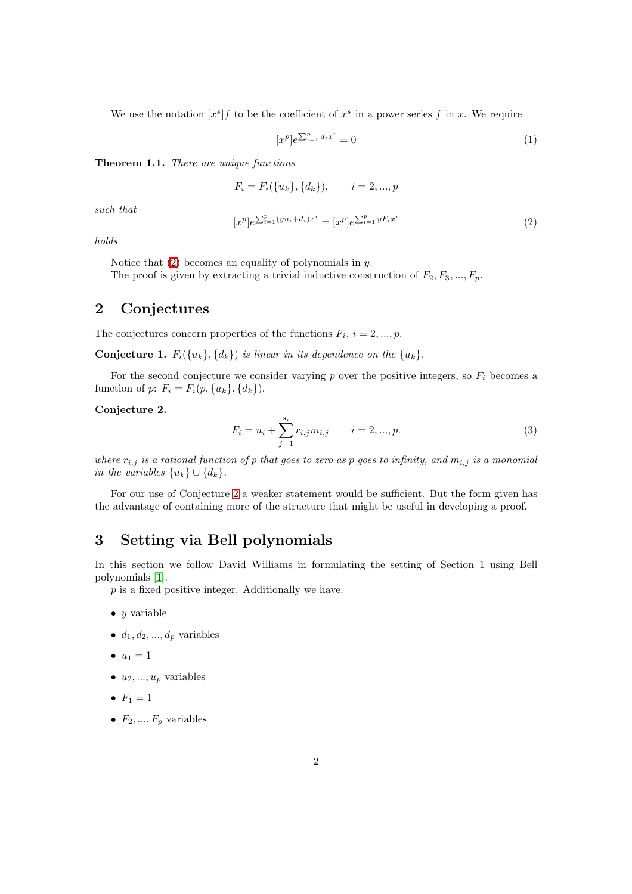We use the notation $[x^s]f$ to be the coefficient of $x^s$ in a power series $f$ in $x$. We require

$$[x^p]e^{\sum_{i=1}^{p} d_i x^i} = 0 \tag{1}$$

**Theorem 1.1.** *There are unique functions*

$$F_i = F_i(\{u_k\}, \{d_k\}), \qquad i = 2, ..., p$$

*such that*

$$[x^p]e^{\sum_{i=1}^{p}(yu_i + d_i)x^i} = [x^p]e^{\sum_{i=1}^{p} yF_i x^i} \tag{2}$$

*holds*

Notice that (2) becomes an equality of polynomials in $y$.

The proof is given by extracting a trivial inductive construction of $F_2, F_3, ..., F_p$.

## 2 Conjectures

The conjectures concern properties of the functions $F_i$, $i = 2, ..., p$.

**Conjecture 1.** *$F_i(\{u_k\}, \{d_k\})$ is linear in its dependence on the $\{u_k\}$.*

For the second conjecture we consider varying $p$ over the positive integers, so $F_i$ becomes a function of $p$: $F_i = F_i(p, \{u_k\}, \{d_k\})$.

**Conjecture 2.**

$$F_i = u_i + \sum_{j=1}^{s_i} r_{i,j} m_{i,j} \qquad i = 2, ..., p. \tag{3}$$

*where $r_{i,j}$ is a rational function of $p$ that goes to zero as $p$ goes to infinity, and $m_{i,j}$ is a monomial in the variables $\{u_k\} \cup \{d_k\}$.*

For our use of Conjecture 2 a weaker statement would be sufficient. But the form given has the advantage of containing more of the structure that might be useful in developing a proof.

## 3 Setting via Bell polynomials

In this section we follow David Williams in formulating the setting of Section 1 using Bell polynomials [1].

$p$ is a fixed positive integer. Additionally we have:

- $y$ variable
- $d_1, d_2, ..., d_p$ variables
- $u_1 = 1$
- $u_2, ..., u_p$ variables
- $F_1 = 1$
- $F_2, ..., F_p$ variables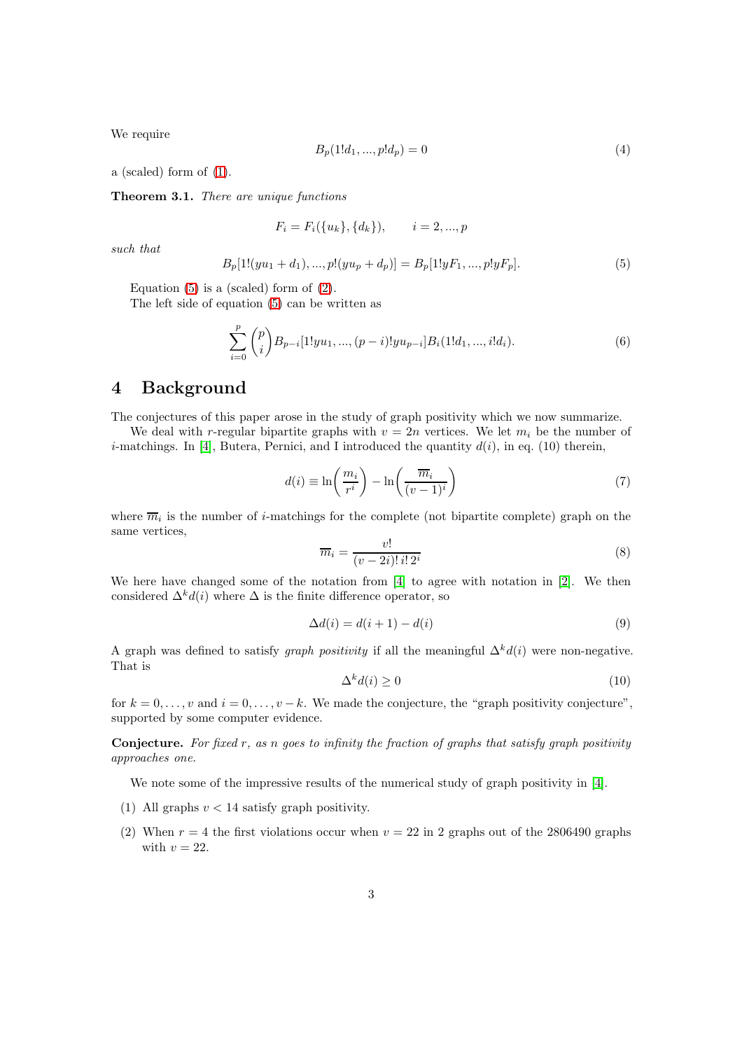We require

$$B_p(1!d_1, ..., p!d_p) = 0 \tag{4}$$

a (scaled) form of (1).

**Theorem 3.1.** *There are unique functions*

$$F_i = F_i(\{u_k\}, \{d_k\}), \qquad i = 2, ..., p$$

*such that*

$$B_p[1!(yu_1 + d_1), ..., p!(yu_p + d_p)] = B_p[1!yF_1, ..., p!yF_p]. \tag{5}$$

Equation (5) is a (scaled) form of (2).

The left side of equation (5) can be written as

$$\sum_{i=0}^{p} \binom{p}{i} B_{p-i}[1!yu_1, ..., (p-i)!yu_{p-i}] B_i(1!d_1, ..., i!d_i). \tag{6}$$

# 4 Background

The conjectures of this paper arose in the study of graph positivity which we now summarize.

We deal with $r$-regular bipartite graphs with $v = 2n$ vertices. We let $m_i$ be the number of $i$-matchings. In [4], Butera, Pernici, and I introduced the quantity $d(i)$, in eq. (10) therein,

$$d(i) \equiv \ln\left(\frac{m_i}{r^i}\right) - \ln\left(\frac{\overline{m}_i}{(v-1)^i}\right) \tag{7}$$

where $\overline{m}_i$ is the number of $i$-matchings for the complete (not bipartite complete) graph on the same vertices,

$$\overline{m}_i = \frac{v!}{(v-2i)!\, i!\, 2^i} \tag{8}$$

We here have changed some of the notation from [4] to agree with notation in [2]. We then considered $\Delta^k d(i)$ where $\Delta$ is the finite difference operator, so

$$\Delta d(i) = d(i+1) - d(i) \tag{9}$$

A graph was defined to satisfy *graph positivity* if all the meaningful $\Delta^k d(i)$ were non-negative. That is

$$\Delta^k d(i) \geq 0 \tag{10}$$

for $k = 0, \ldots, v$ and $i = 0, \ldots, v - k$. We made the conjecture, the "graph positivity conjecture", supported by some computer evidence.

**Conjecture.** *For fixed $r$, as $n$ goes to infinity the fraction of graphs that satisfy graph positivity approaches one.*

We note some of the impressive results of the numerical study of graph positivity in [4].

(1) All graphs $v < 14$ satisfy graph positivity.

(2) When $r = 4$ the first violations occur when $v = 22$ in 2 graphs out of the 2806490 graphs with $v = 22$.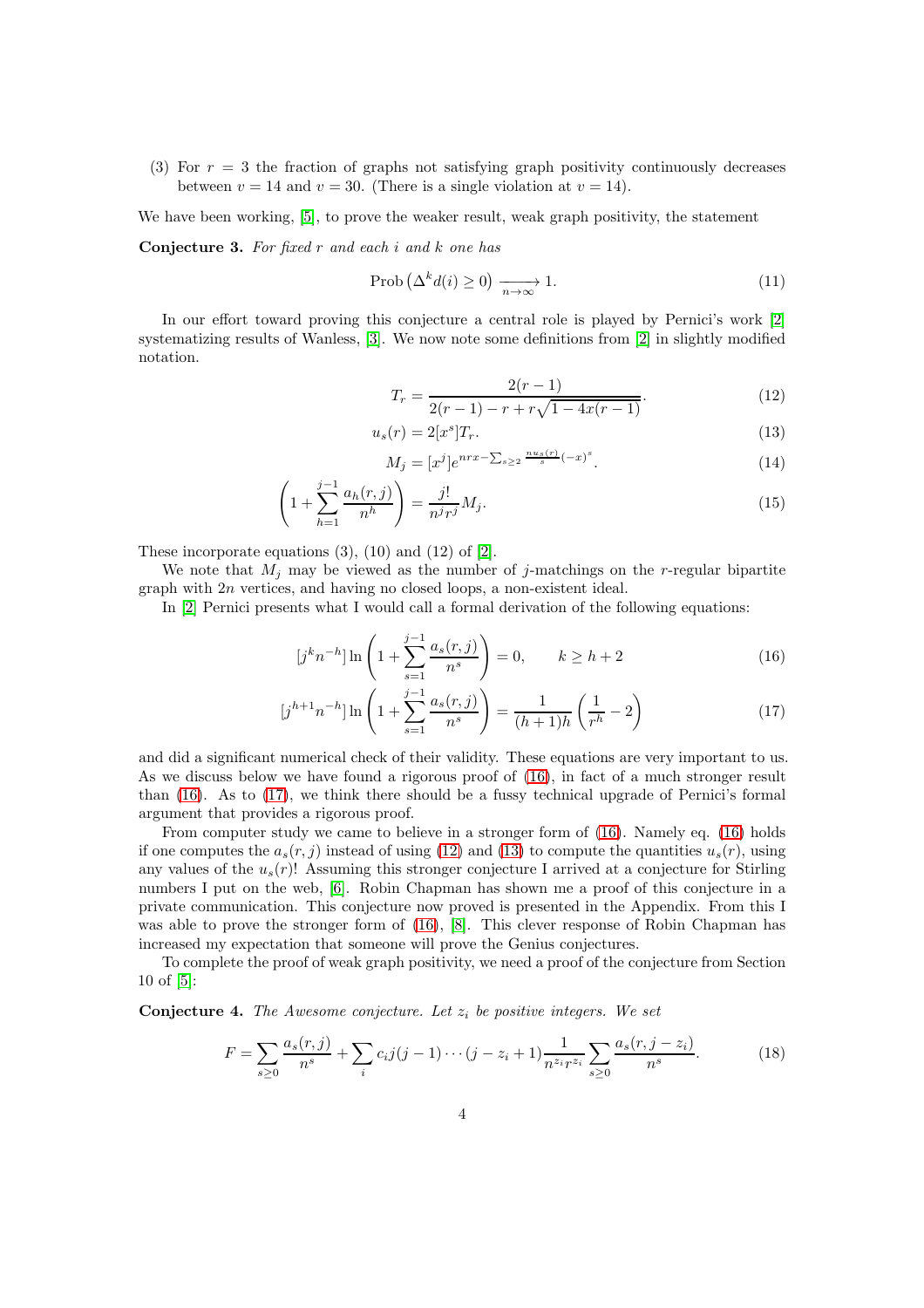(3) For $r = 3$ the fraction of graphs not satisfying graph positivity continuously decreases between $v = 14$ and $v = 30$. (There is a single violation at $v = 14$).

We have been working, [5], to prove the weaker result, weak graph positivity, the statement

**Conjecture 3.** *For fixed $r$ and each $i$ and $k$ one has*

$$\text{Prob}\left(\Delta^k d(i) \geq 0\right) \xrightarrow[n\to\infty]{} 1. \tag{11}$$

In our effort toward proving this conjecture a central role is played by Pernici's work [2] systematizing results of Wanless, [3]. We now note some definitions from [2] in slightly modified notation.

$$T_r = \frac{2(r-1)}{2(r-1) - r + r\sqrt{1-4x(r-1)}}. \tag{12}$$

$$u_s(r) = 2[x^s]T_r. \tag{13}$$

$$M_j = [x^j]e^{nrx - \sum_{s\geq 2}\frac{nu_s(r)}{s}(-x)^s}. \tag{14}$$

$$\left(1 + \sum_{h=1}^{j-1}\frac{a_h(r,j)}{n^h}\right) = \frac{j!}{n^j r^j}M_j. \tag{15}$$

These incorporate equations (3), (10) and (12) of [2].

We note that $M_j$ may be viewed as the number of $j$-matchings on the $r$-regular bipartite graph with $2n$ vertices, and having no closed loops, a non-existent ideal.

In [2] Pernici presents what I would call a formal derivation of the following equations:

$$[j^k n^{-h}]\ln\left(1 + \sum_{s=1}^{j-1}\frac{a_s(r,j)}{n^s}\right) = 0, \qquad k \geq h+2 \tag{16}$$

$$[j^{h+1} n^{-h}]\ln\left(1 + \sum_{s=1}^{j-1}\frac{a_s(r,j)}{n^s}\right) = \frac{1}{(h+1)h}\left(\frac{1}{r^h} - 2\right) \tag{17}$$

and did a significant numerical check of their validity. These equations are very important to us. As we discuss below we have found a rigorous proof of (16), in fact of a much stronger result than (16). As to (17), we think there should be a fussy technical upgrade of Pernici's formal argument that provides a rigorous proof.

From computer study we came to believe in a stronger form of (16). Namely eq. (16) holds if one computes the $a_s(r,j)$ instead of using (12) and (13) to compute the quantities $u_s(r)$, using any values of the $u_s(r)$! Assuming this stronger conjecture I arrived at a conjecture for Stirling numbers I put on the web, [6]. Robin Chapman has shown me a proof of this conjecture in a private communication. This conjecture now proved is presented in the Appendix. From this I was able to prove the stronger form of (16), [8]. This clever response of Robin Chapman has increased my expectation that someone will prove the Genius conjectures.

To complete the proof of weak graph positivity, we need a proof of the conjecture from Section 10 of [5]:

**Conjecture 4.** *The Awesome conjecture. Let $z_i$ be positive integers. We set*

$$F = \sum_{s\geq 0}\frac{a_s(r,j)}{n^s} + \sum_i c_i j(j-1)\cdots(j-z_i+1)\frac{1}{n^{z_i}r^{z_i}}\sum_{s\geq 0}\frac{a_s(r,j-z_i)}{n^s}. \tag{18}$$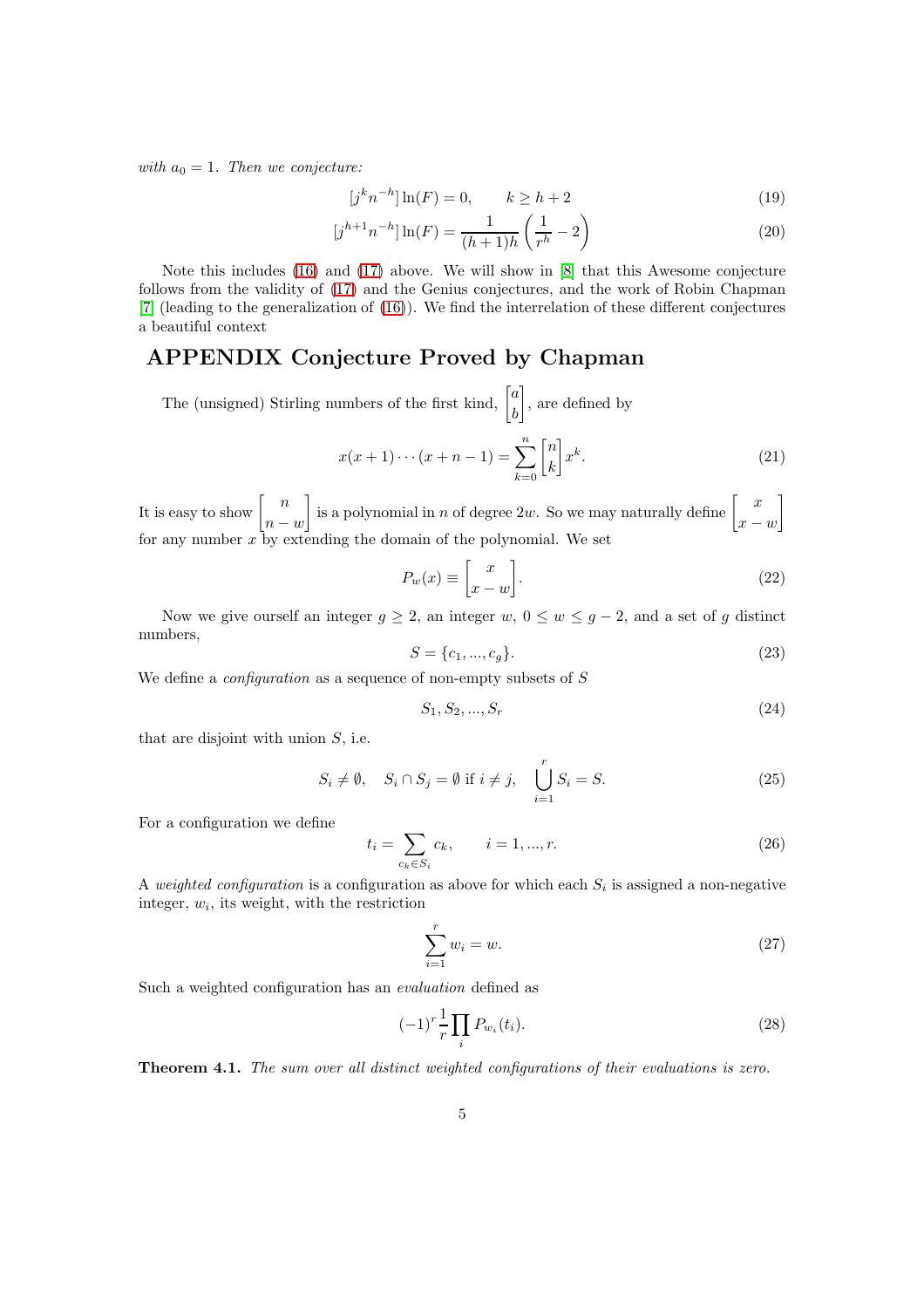*with* $a_0 = 1$. *Then we conjecture:*

$$[j^k n^{-h}] \ln(F) = 0, \qquad k \geq h+2 \tag{19}$$

$$[j^{h+1} n^{-h}] \ln(F) = \frac{1}{(h+1)h}\left(\frac{1}{r^h} - 2\right) \tag{20}$$

Note this includes (16) and (17) above. We will show in [8] that this Awesome conjecture follows from the validity of (17) and the Genius conjectures, and the work of Robin Chapman [7] (leading to the generalization of (16)). We find the interrelation of these different conjectures a beautiful context

## APPENDIX Conjecture Proved by Chapman

The (unsigned) Stirling numbers of the first kind, $\begin{bmatrix} a \\ b \end{bmatrix}$, are defined by

$$x(x+1)\cdots(x+n-1) = \sum_{k=0}^{n} \begin{bmatrix} n \\ k \end{bmatrix} x^k. \tag{21}$$

It is easy to show $\begin{bmatrix} n \\ n-w \end{bmatrix}$ is a polynomial in $n$ of degree $2w$. So we may naturally define $\begin{bmatrix} x \\ x-w \end{bmatrix}$ for any number $x$ by extending the domain of the polynomial. We set

$$P_w(x) \equiv \begin{bmatrix} x \\ x-w \end{bmatrix}. \tag{22}$$

Now we give ourself an integer $g \geq 2$, an integer $w$, $0 \leq w \leq g-2$, and a set of $g$ distinct numbers,

$$S = \{c_1, ..., c_g\}. \tag{23}$$

We define a *configuration* as a sequence of non-empty subsets of $S$

$$S_1, S_2, ..., S_r \tag{24}$$

that are disjoint with union $S$, i.e.

$$S_i \neq \emptyset, \quad S_i \cap S_j = \emptyset \text{ if } i \neq j, \quad \bigcup_{i=1}^{r} S_i = S. \tag{25}$$

For a configuration we define

$$t_i = \sum_{c_k \in S_i} c_k, \qquad i = 1, ..., r. \tag{26}$$

A *weighted configuration* is a configuration as above for which each $S_i$ is assigned a non-negative integer, $w_i$, its weight, with the restriction

$$\sum_{i=1}^{r} w_i = w. \tag{27}$$

Such a weighted configuration has an *evaluation* defined as

$$(-1)^r \frac{1}{r} \prod_i P_{w_i}(t_i). \tag{28}$$

**Theorem 4.1.** *The sum over all distinct weighted configurations of their evaluations is zero.*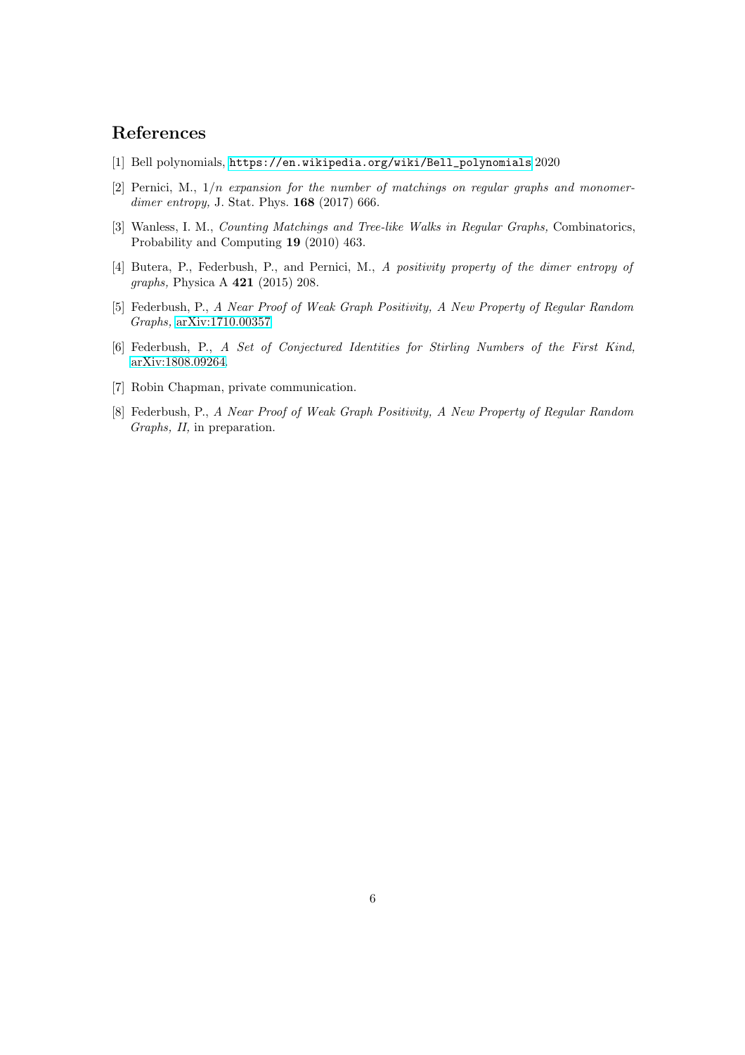## References

[1] Bell polynomials, https://en.wikipedia.org/wiki/Bell_polynomials 2020

[2] Pernici, M., *$1/n$ expansion for the number of matchings on regular graphs and monomer-dimer entropy,* J. Stat. Phys. **168** (2017) 666.

[3] Wanless, I. M., *Counting Matchings and Tree-like Walks in Regular Graphs,* Combinatorics, Probability and Computing **19** (2010) 463.

[4] Butera, P., Federbush, P., and Pernici, M., *A positivity property of the dimer entropy of graphs,* Physica A **421** (2015) 208.

[5] Federbush, P., *A Near Proof of Weak Graph Positivity, A New Property of Regular Random Graphs,* arXiv:1710.00357

[6] Federbush, P., *A Set of Conjectured Identities for Stirling Numbers of the First Kind,* arXiv:1808.09264.

[7] Robin Chapman, private communication.

[8] Federbush, P., *A Near Proof of Weak Graph Positivity, A New Property of Regular Random Graphs, II,* in preparation.